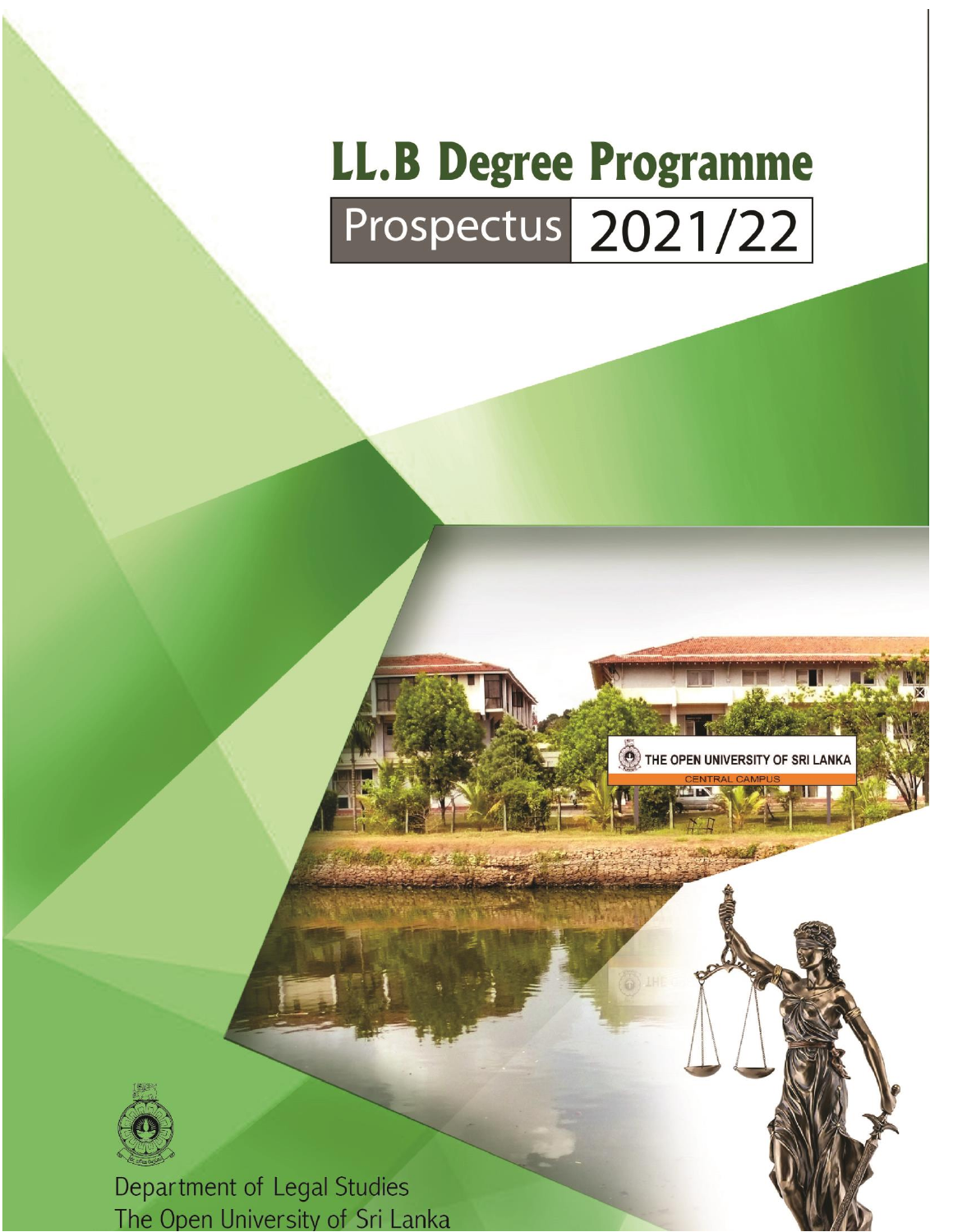# LL.B Degree Programme

## Prospectus 2021/22

Department of Legal Studies
The Open University of Sri Lanka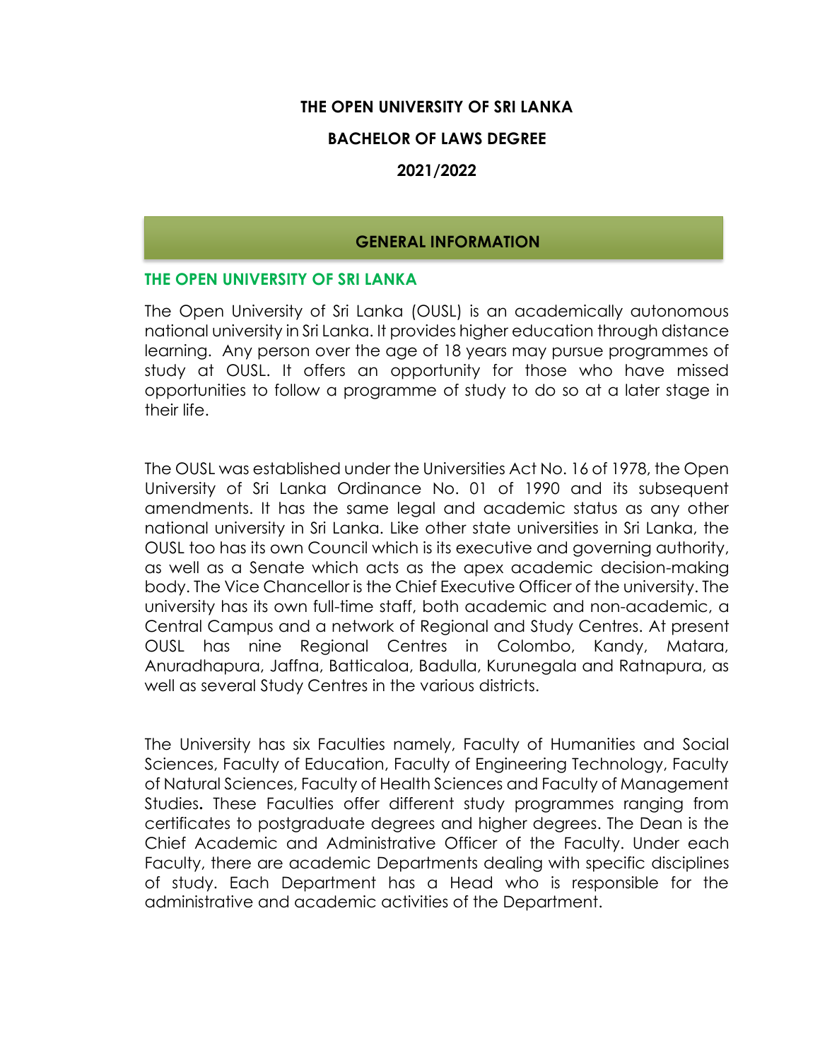**THE OPEN UNIVERSITY OF SRI LANKA**

**BACHELOR OF LAWS DEGREE**

**2021/2022**

## GENERAL INFORMATION

### THE OPEN UNIVERSITY OF SRI LANKA

The Open University of Sri Lanka (OUSL) is an academically autonomous national university in Sri Lanka. It provides higher education through distance learning. Any person over the age of 18 years may pursue programmes of study at OUSL. It offers an opportunity for those who have missed opportunities to follow a programme of study to do so at a later stage in their life.

The OUSL was established under the Universities Act No. 16 of 1978, the Open University of Sri Lanka Ordinance No. 01 of 1990 and its subsequent amendments. It has the same legal and academic status as any other national university in Sri Lanka. Like other state universities in Sri Lanka, the OUSL too has its own Council which is its executive and governing authority, as well as a Senate which acts as the apex academic decision-making body. The Vice Chancellor is the Chief Executive Officer of the university. The university has its own full-time staff, both academic and non-academic, a Central Campus and a network of Regional and Study Centres. At present OUSL has nine Regional Centres in Colombo, Kandy, Matara, Anuradhapura, Jaffna, Batticaloa, Badulla, Kurunegala and Ratnapura, as well as several Study Centres in the various districts.

The University has six Faculties namely, Faculty of Humanities and Social Sciences, Faculty of Education, Faculty of Engineering Technology, Faculty of Natural Sciences, Faculty of Health Sciences and Faculty of Management Studies**.** These Faculties offer different study programmes ranging from certificates to postgraduate degrees and higher degrees. The Dean is the Chief Academic and Administrative Officer of the Faculty. Under each Faculty, there are academic Departments dealing with specific disciplines of study. Each Department has a Head who is responsible for the administrative and academic activities of the Department.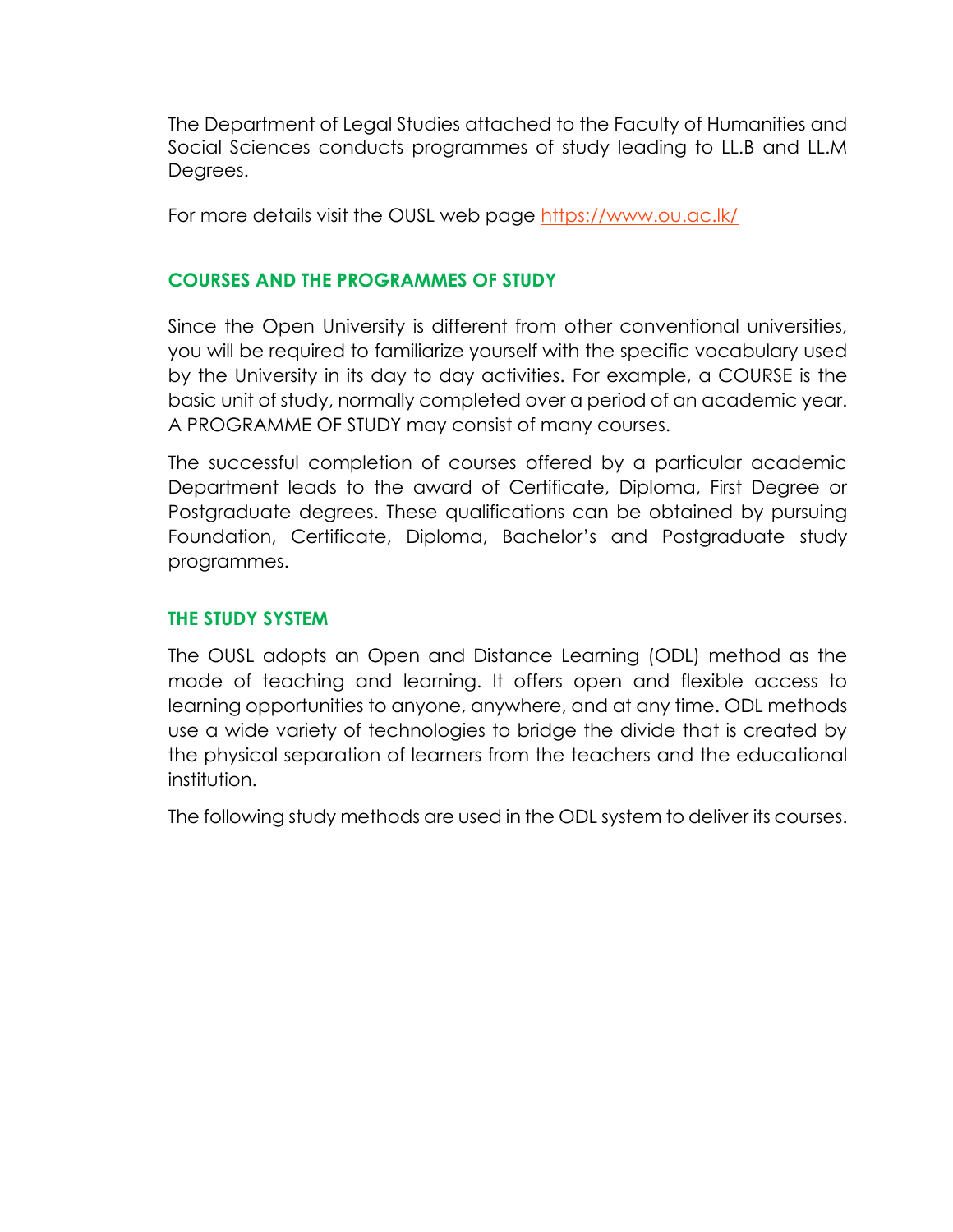The Department of Legal Studies attached to the Faculty of Humanities and Social Sciences conducts programmes of study leading to LL.B and LL.M Degrees.

For more details visit the OUSL web page https://www.ou.ac.lk/

## COURSES AND THE PROGRAMMES OF STUDY

Since the Open University is different from other conventional universities, you will be required to familiarize yourself with the specific vocabulary used by the University in its day to day activities. For example, a COURSE is the basic unit of study, normally completed over a period of an academic year. A PROGRAMME OF STUDY may consist of many courses.

The successful completion of courses offered by a particular academic Department leads to the award of Certificate, Diploma, First Degree or Postgraduate degrees. These qualifications can be obtained by pursuing Foundation, Certificate, Diploma, Bachelor's and Postgraduate study programmes.

## THE STUDY SYSTEM

The OUSL adopts an Open and Distance Learning (ODL) method as the mode of teaching and learning. It offers open and flexible access to learning opportunities to anyone, anywhere, and at any time. ODL methods use a wide variety of technologies to bridge the divide that is created by the physical separation of learners from the teachers and the educational institution.

The following study methods are used in the ODL system to deliver its courses.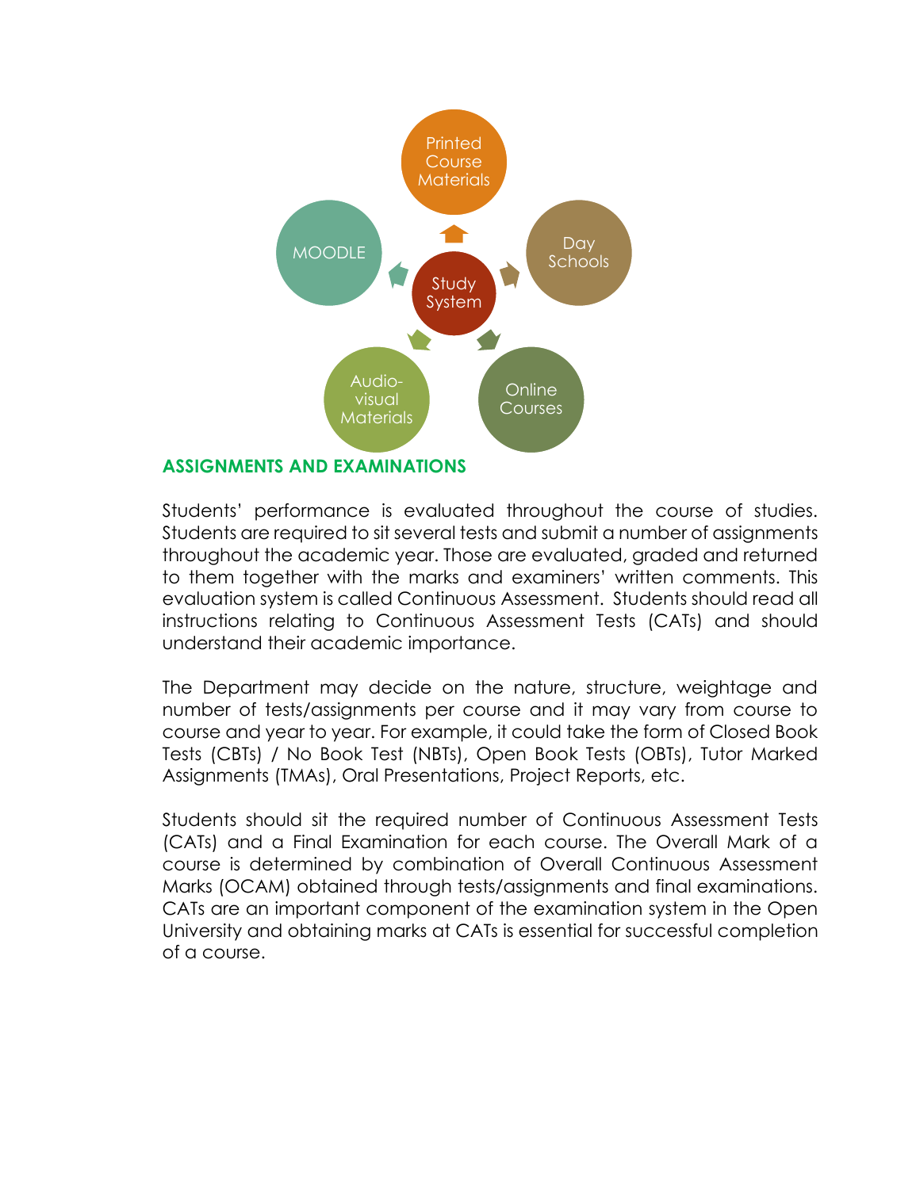Study System

- Printed Course Materials
- Day Schools
- Online Courses
- Audio-visual Materials
- MOODLE

## ASSIGNMENTS AND EXAMINATIONS

Students' performance is evaluated throughout the course of studies. Students are required to sit several tests and submit a number of assignments throughout the academic year. Those are evaluated, graded and returned to them together with the marks and examiners' written comments. This evaluation system is called Continuous Assessment. Students should read all instructions relating to Continuous Assessment Tests (CATs) and should understand their academic importance.

The Department may decide on the nature, structure, weightage and number of tests/assignments per course and it may vary from course to course and year to year. For example, it could take the form of Closed Book Tests (CBTs) / No Book Test (NBTs), Open Book Tests (OBTs), Tutor Marked Assignments (TMAs), Oral Presentations, Project Reports, etc.

Students should sit the required number of Continuous Assessment Tests (CATs) and a Final Examination for each course. The Overall Mark of a course is determined by combination of Overall Continuous Assessment Marks (OCAM) obtained through tests/assignments and final examinations. CATs are an important component of the examination system in the Open University and obtaining marks at CATs is essential for successful completion of a course.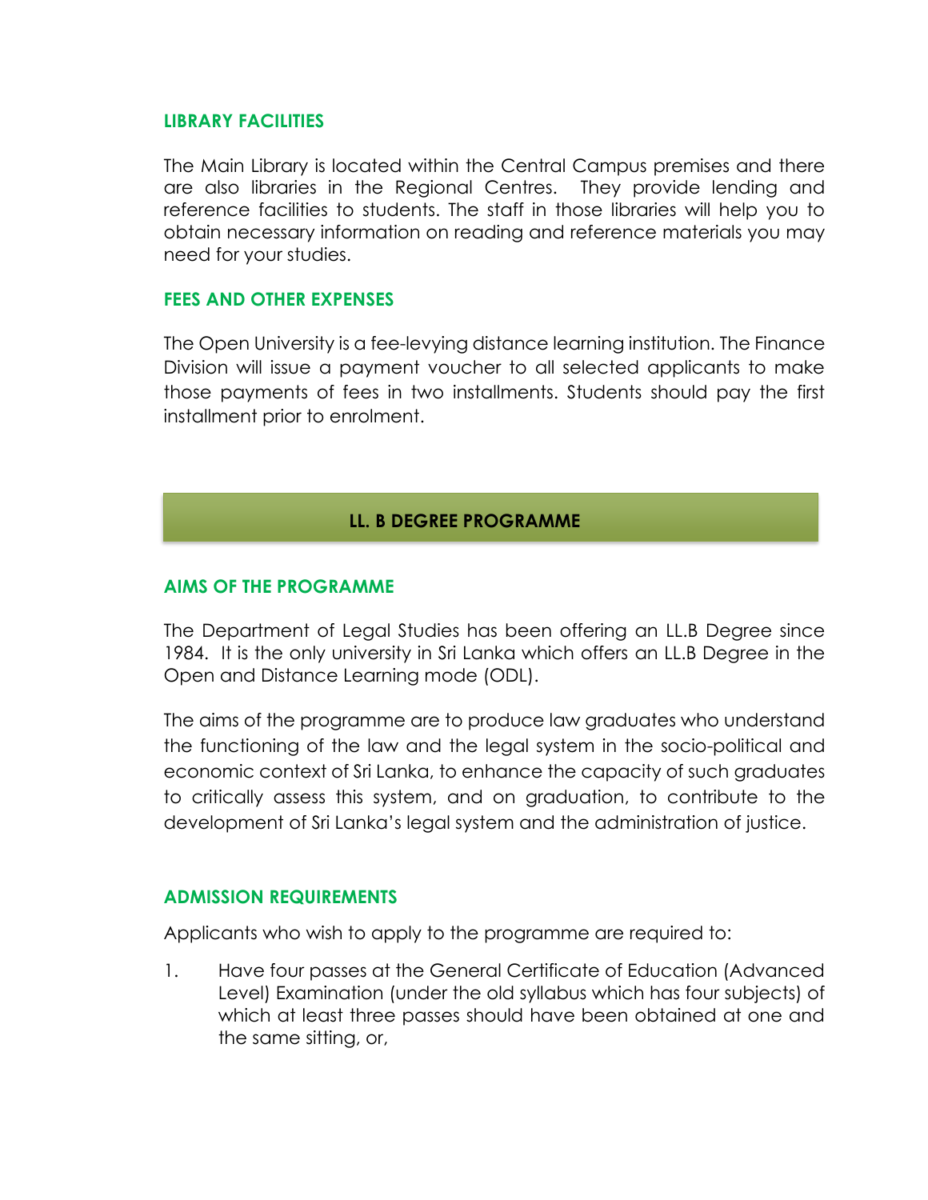### LIBRARY FACILITIES

The Main Library is located within the Central Campus premises and there are also libraries in the Regional Centres. They provide lending and reference facilities to students. The staff in those libraries will help you to obtain necessary information on reading and reference materials you may need for your studies.

### FEES AND OTHER EXPENSES

The Open University is a fee-levying distance learning institution. The Finance Division will issue a payment voucher to all selected applicants to make those payments of fees in two installments. Students should pay the first installment prior to enrolment.

## LL. B DEGREE PROGRAMME

### AIMS OF THE PROGRAMME

The Department of Legal Studies has been offering an LL.B Degree since 1984. It is the only university in Sri Lanka which offers an LL.B Degree in the Open and Distance Learning mode (ODL).

The aims of the programme are to produce law graduates who understand the functioning of the law and the legal system in the socio-political and economic context of Sri Lanka, to enhance the capacity of such graduates to critically assess this system, and on graduation, to contribute to the development of Sri Lanka's legal system and the administration of justice.

### ADMISSION REQUIREMENTS

Applicants who wish to apply to the programme are required to:

1. Have four passes at the General Certificate of Education (Advanced Level) Examination (under the old syllabus which has four subjects) of which at least three passes should have been obtained at one and the same sitting, or,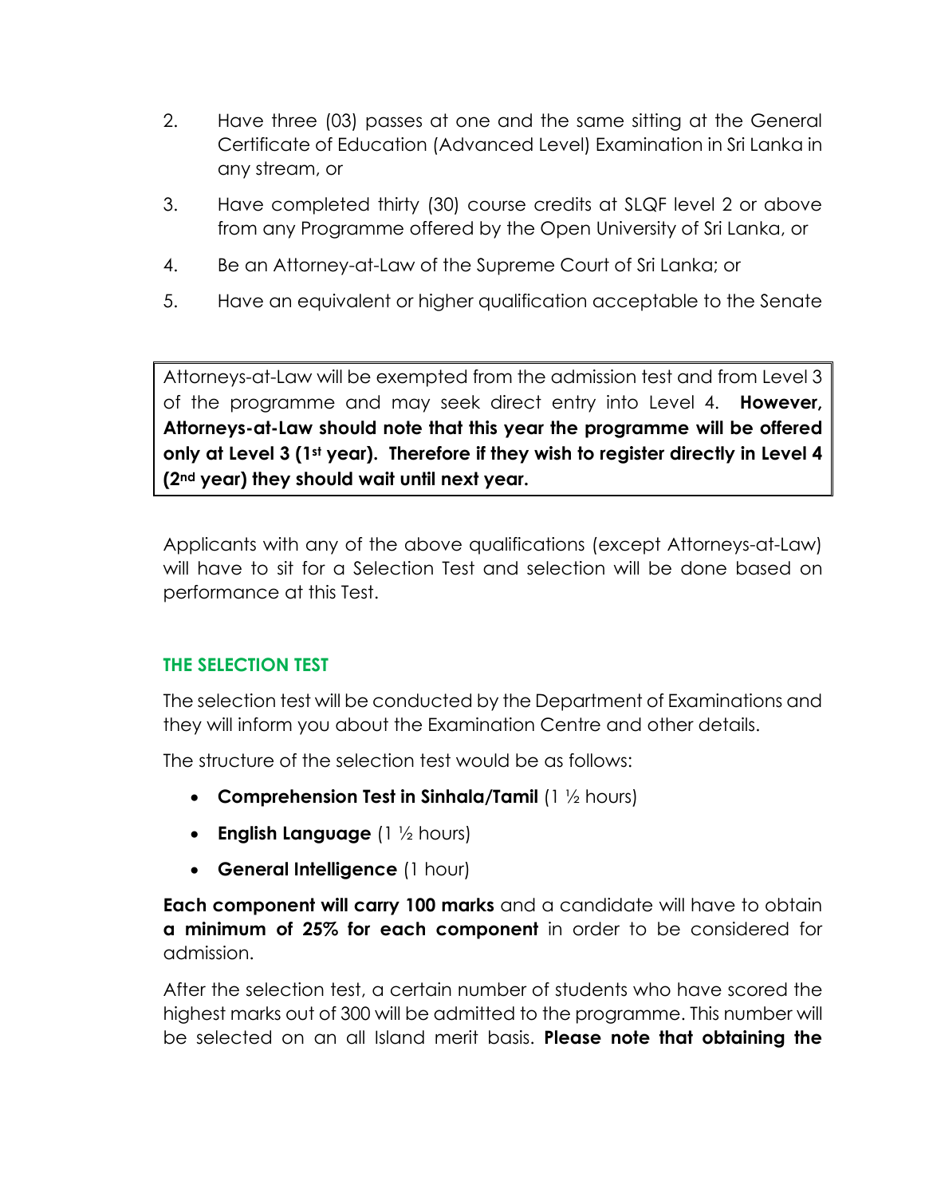2. Have three (03) passes at one and the same sitting at the General Certificate of Education (Advanced Level) Examination in Sri Lanka in any stream, or

3. Have completed thirty (30) course credits at SLQF level 2 or above from any Programme offered by the Open University of Sri Lanka, or

4. Be an Attorney-at-Law of the Supreme Court of Sri Lanka; or

5. Have an equivalent or higher qualification acceptable to the Senate

> Attorneys-at-Law will be exempted from the admission test and from Level 3 of the programme and may seek direct entry into Level 4. **However, Attorneys-at-Law should note that this year the programme will be offered only at Level 3 (1st year). Therefore if they wish to register directly in Level 4 (2nd year) they should wait until next year.**

Applicants with any of the above qualifications (except Attorneys-at-Law) will have to sit for a Selection Test and selection will be done based on performance at this Test.

## THE SELECTION TEST

The selection test will be conducted by the Department of Examinations and they will inform you about the Examination Centre and other details.

The structure of the selection test would be as follows:

- **Comprehension Test in Sinhala/Tamil** (1 ½ hours)
- **English Language** (1 ½ hours)
- **General Intelligence** (1 hour)

**Each component will carry 100 marks** and a candidate will have to obtain **a minimum of 25% for each component** in order to be considered for admission.

After the selection test, a certain number of students who have scored the highest marks out of 300 will be admitted to the programme. This number will be selected on an all Island merit basis. **Please note that obtaining the**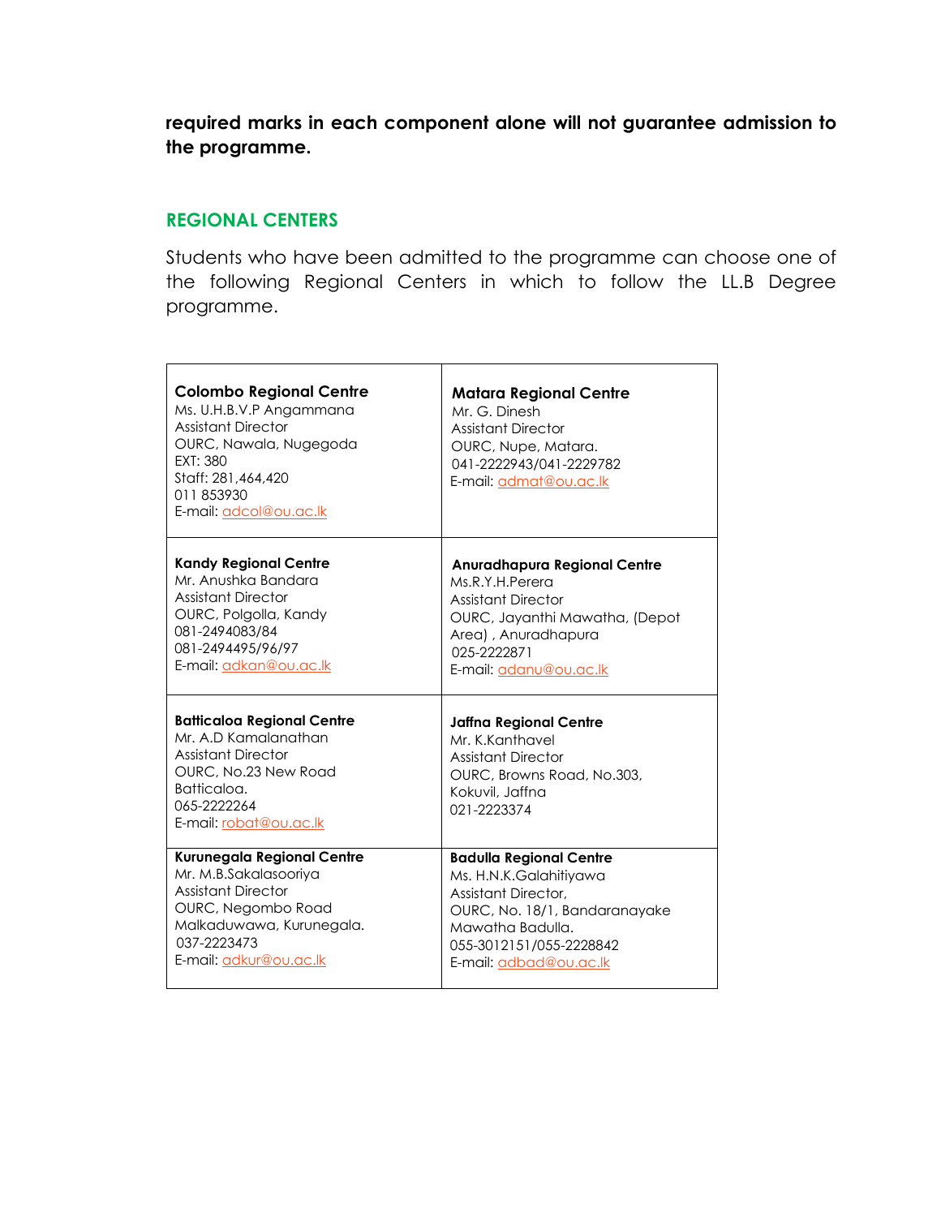**required marks in each component alone will not guarantee admission to the programme.**

## REGIONAL CENTERS

Students who have been admitted to the programme can choose one of the following Regional Centers in which to follow the LL.B Degree programme.

| | |
|---|---|
| **Colombo Regional Centre**<br>Ms. U.H.B.V.P Angammana<br>Assistant Director<br>OURC, Nawala, Nugegoda<br>EXT: 380<br>Staff: 281,464,420<br>011 853930<br>E-mail: adcol@ou.ac.lk | **Matara Regional Centre**<br>Mr. G. Dinesh<br>Assistant Director<br>OURC, Nupe, Matara.<br>041-2222943/041-2229782<br>E-mail: admat@ou.ac.lk |
| **Kandy Regional Centre**<br>Mr. Anushka Bandara<br>Assistant Director<br>OURC, Polgolla, Kandy<br>081-2494083/84<br>081-2494495/96/97<br>E-mail: adkan@ou.ac.lk | **Anuradhapura Regional Centre**<br>Ms.R.Y.H.Perera<br>Assistant Director<br>OURC, Jayanthi Mawatha, (Depot Area) , Anuradhapura<br>025-2222871<br>E-mail: adanu@ou.ac.lk |
| **Batticaloa Regional Centre**<br>Mr. A.D Kamalanathan<br>Assistant Director<br>OURC, No.23 New Road Batticaloa.<br>065-2222264<br>E-mail: robat@ou.ac.lk | **Jaffna Regional Centre**<br>Mr. K.Kanthavel<br>Assistant Director<br>OURC, Browns Road, No.303, Kokuvil, Jaffna<br>021-2223374 |
| **Kurunegala Regional Centre**<br>Mr. M.B.Sakalasooriya<br>Assistant Director<br>OURC, Negombo Road Malkaduwawa, Kurunegala.<br>037-2223473<br>E-mail: adkur@ou.ac.lk | **Badulla Regional Centre**<br>Ms. H.N.K.Galahitiyawa<br>Assistant Director,<br>OURC, No. 18/1, Bandaranayake Mawatha Badulla.<br>055-3012151/055-2228842<br>E-mail: adbad@ou.ac.lk |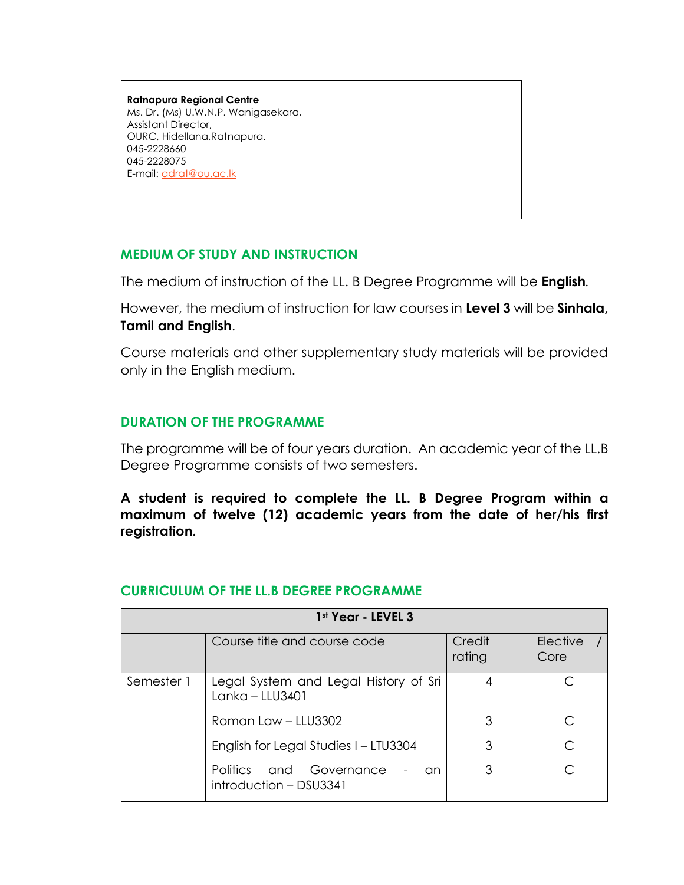| **Ratnapura Regional Centre**<br>Ms. Dr. (Ms) U.W.N.P. Wanigasekara,<br>Assistant Director,<br>OURC, Hidellana,Ratnapura.<br>045-2228660<br>045-2228075<br>E-mail: adrat@ou.ac.lk | |
|---|---|

## MEDIUM OF STUDY AND INSTRUCTION

The medium of instruction of the LL. B Degree Programme will be **English**.

However, the medium of instruction for law courses in **Level 3** will be **Sinhala, Tamil and English**.

Course materials and other supplementary study materials will be provided only in the English medium.

## DURATION OF THE PROGRAMME

The programme will be of four years duration. An academic year of the LL.B Degree Programme consists of two semesters.

**A student is required to complete the LL. B Degree Program within a maximum of twelve (12) academic years from the date of her/his first registration.**

## CURRICULUM OF THE LL.B DEGREE PROGRAMME

| 1st Year - LEVEL 3 | | | |
|---|---|---|---|
| | Course title and course code | Credit rating | Elective / Core |
| Semester 1 | Legal System and Legal History of Sri Lanka – LLU3401 | 4 | C |
| | Roman Law – LLU3302 | 3 | C |
| | English for Legal Studies I – LTU3304 | 3 | C |
| | Politics and Governance - an introduction – DSU3341 | 3 | C |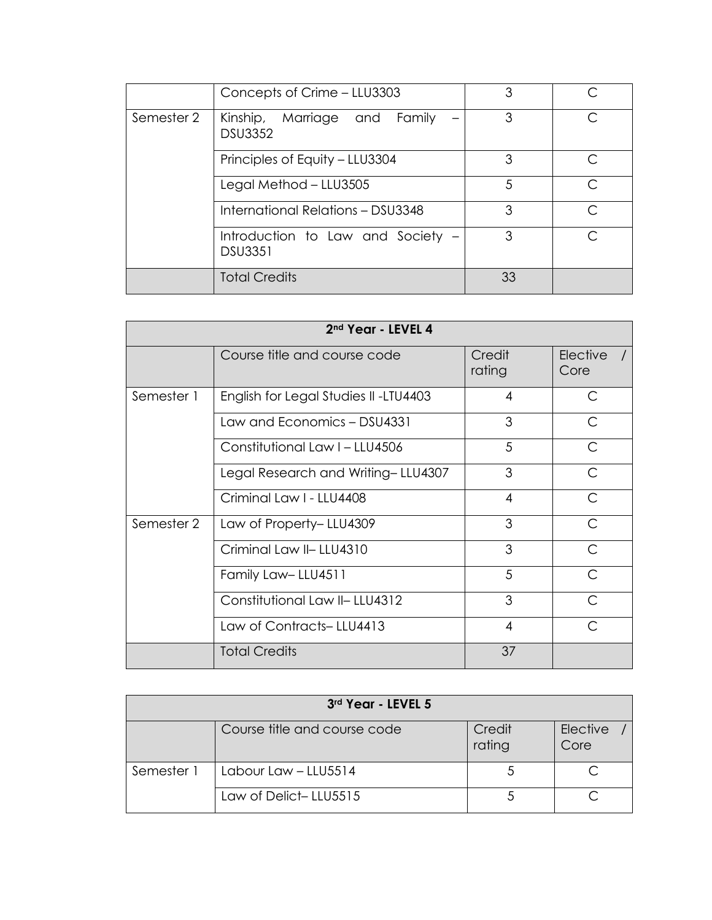| | Concepts of Crime – LLU3303 | 3 | C |
|---|---|---|---|
| Semester 2 | Kinship, Marriage and Family – DSU3352 | 3 | C |
| | Principles of Equity – LLU3304 | 3 | C |
| | Legal Method – LLU3505 | 5 | C |
| | International Relations – DSU3348 | 3 | C |
| | Introduction to Law and Society – DSU3351 | 3 | C |
| | Total Credits | 33 | |

| 2nd Year - LEVEL 4 | | | |
|---|---|---|---|
| | Course title and course code | Credit rating | Elective / Core |
| Semester 1 | English for Legal Studies II -LTU4403 | 4 | C |
| | Law and Economics – DSU4331 | 3 | C |
| | Constitutional Law I – LLU4506 | 5 | C |
| | Legal Research and Writing– LLU4307 | 3 | C |
| | Criminal Law I - LLU4408 | 4 | C |
| Semester 2 | Law of Property– LLU4309 | 3 | C |
| | Criminal Law II– LLU4310 | 3 | C |
| | Family Law– LLU4511 | 5 | C |
| | Constitutional Law II– LLU4312 | 3 | C |
| | Law of Contracts– LLU4413 | 4 | C |
| | Total Credits | 37 | |

| 3rd Year - LEVEL 5 | | | |
|---|---|---|---|
| | Course title and course code | Credit rating | Elective / Core |
| Semester 1 | Labour Law – LLU5514 | 5 | C |
| | Law of Delict– LLU5515 | 5 | C |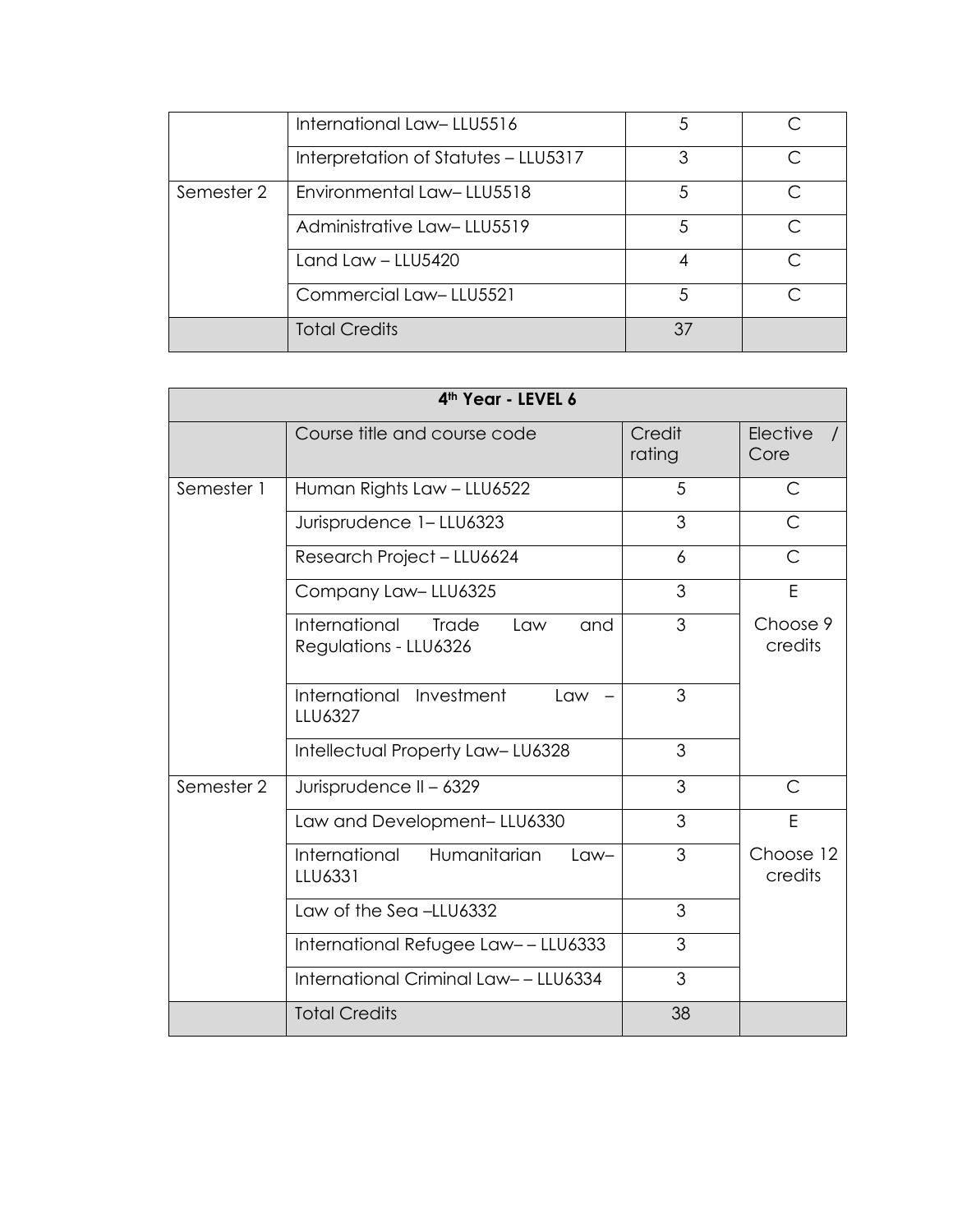| | International Law– LLU5516 | 5 | C |
|---|---|---|---|
| | Interpretation of Statutes – LLU5317 | 3 | C |
| Semester 2 | Environmental Law– LLU5518 | 5 | C |
| | Administrative Law– LLU5519 | 5 | C |
| | Land Law – LLU5420 | 4 | C |
| | Commercial Law– LLU5521 | 5 | C |
| | Total Credits | 37 | |

| 4th Year - LEVEL 6 | | | |
|---|---|---|---|
| | Course title and course code | Credit rating | Elective / Core |
| Semester 1 | Human Rights Law – LLU6522 | 5 | C |
| | Jurisprudence 1– LLU6323 | 3 | C |
| | Research Project – LLU6624 | 6 | C |
| | Company Law– LLU6325 | 3 | E |
| | International Trade Law and Regulations - LLU6326 | 3 | Choose 9 credits |
| | International Investment Law – LLU6327 | 3 | |
| | Intellectual Property Law– LU6328 | 3 | |
| Semester 2 | Jurisprudence II – 6329 | 3 | C |
| | Law and Development– LLU6330 | 3 | E |
| | International Humanitarian Law– LLU6331 | 3 | Choose 12 credits |
| | Law of the Sea –LLU6332 | 3 | |
| | International Refugee Law– – LLU6333 | 3 | |
| | International Criminal Law– – LLU6334 | 3 | |
| | Total Credits | 38 | |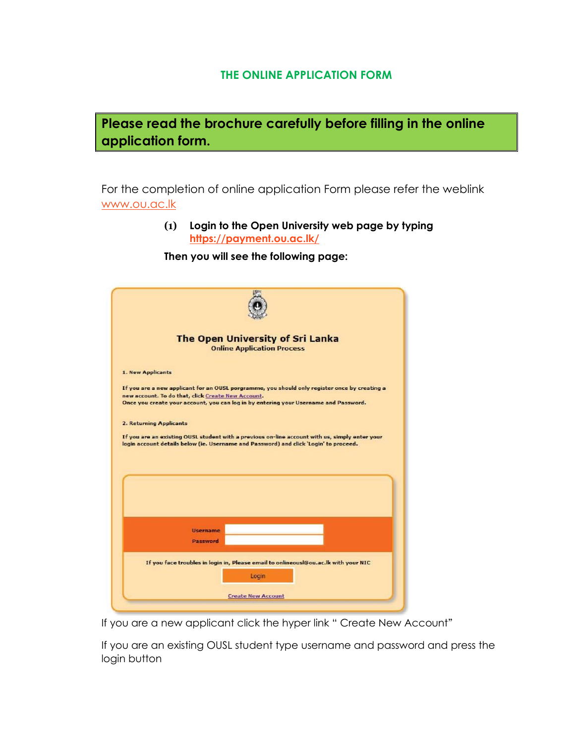## THE ONLINE APPLICATION FORM

**Please read the brochure carefully before filling in the online application form.**

For the completion of online application Form please refer the weblink www.ou.ac.lk

**(1) Login to the Open University web page by typing https://payment.ou.ac.lk/**

**Then you will see the following page:**

**The Open University of Sri Lanka**
Online Application Process

1. New Applicants

If you are a new applicant for an OUSL porgramme, you should only register once by creating a new account. To do that, click Create New Account.
Once you create your account, you can log in by entering your Username and Password.

2. Returning Applicants

If you are an existing OUSL student with a previous on-line account with us, simply enter your login account details below (ie. Username and Password) and click 'Login' to proceed.

Username
Password

If you face troubles in login in, Please email to onlineousl@ou.ac.lk with your NIC

Login

Create New Account

If you are a new applicant click the hyper link " Create New Account"

If you are an existing OUSL student type username and password and press the login button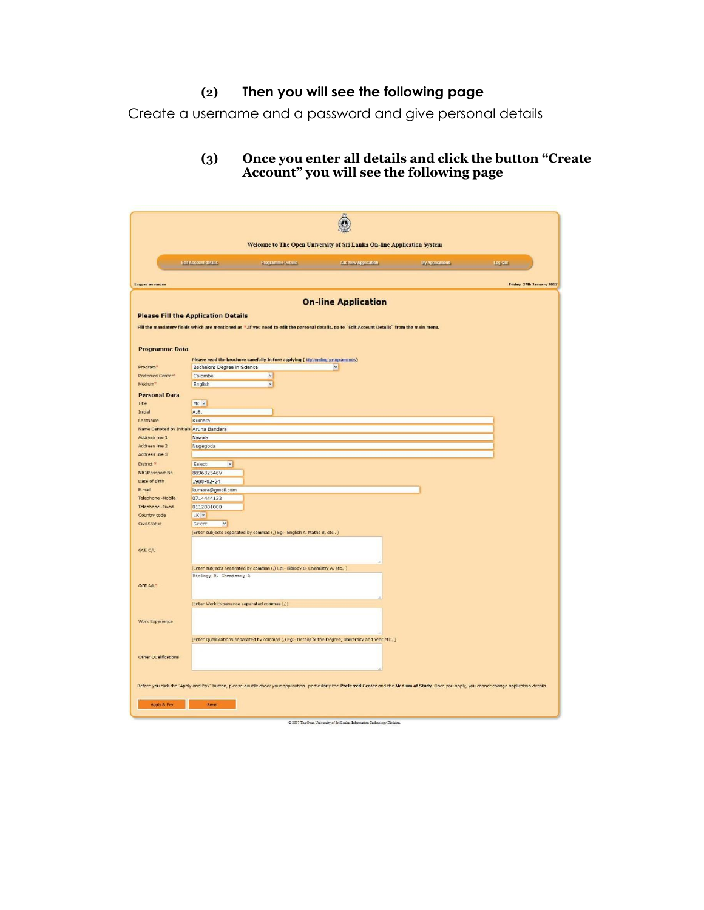## (2) Then you will see the following page

Create a username and a password and give personal details

## (3) Once you enter all details and click the button "Create Account" you will see the following page

Welcome to The Open University of Sri Lanka On-line Application System

Edit Account details | Programme Details | Add New Application | My Applications | Log Out

Logged as ranjan

Friday, 27th January 2017

### On-line Application

**Please Fill the Application Details**

Fill the mandatory fields which are mentioned as *.If you need to edit the personal details, go to "Edit Account Details" from the main menu.

**Programme Data**

Please read the brochure carefully before applying ( Upcoming programmes)

| | |
|---|---|
| Program* | Bachelors Degree in Science |
| Preferred Center* | Colombo |
| Medium* | English |

**Personal Data**

| | |
|---|---|
| Title | Mr. |
| Initial | A.B. |
| LastName | Kumara |
| Name Denoted by Initials | Aruna Bandara |
| Address line 1 | Navala |
| Address line 2 | Nugegoda |
| Address line 3 | |
| District * | Select |
| NIC/Passport No | 889632546V |
| Date of Birth | 1988-02-24 |
| E mail | kumara@gmail.com |
| Telephone -Mobile | 0714444123 |
| Telephone -Fixed | 0112881000 |
| Country code | LK |
| Civil Status | Select |

(Enter subjects separated by commas (,) Eg:- English A, Maths B, etc.. )

GCE O/L

(Enter subjects separated by commas (,) Eg:- Biology B, Chemistry A, etc.. )

GCE A/L* Biology B, Chemistry A

(Enter Work Experience separated commas (,))

Work Experience

(Enter Qualifications separated by commas (,) Eg:- Details of the Degree, University and Year etc...)

Other Qualifications

Before you click the "Apply and Pay" button, please double check your application--particularly the **Preferred Center** and the **Medium of Study**. Once you apply, you cannot change application details.

Apply & Pay | Reset

© 2017 The Open University of Sri Lanka -Information Technology Division.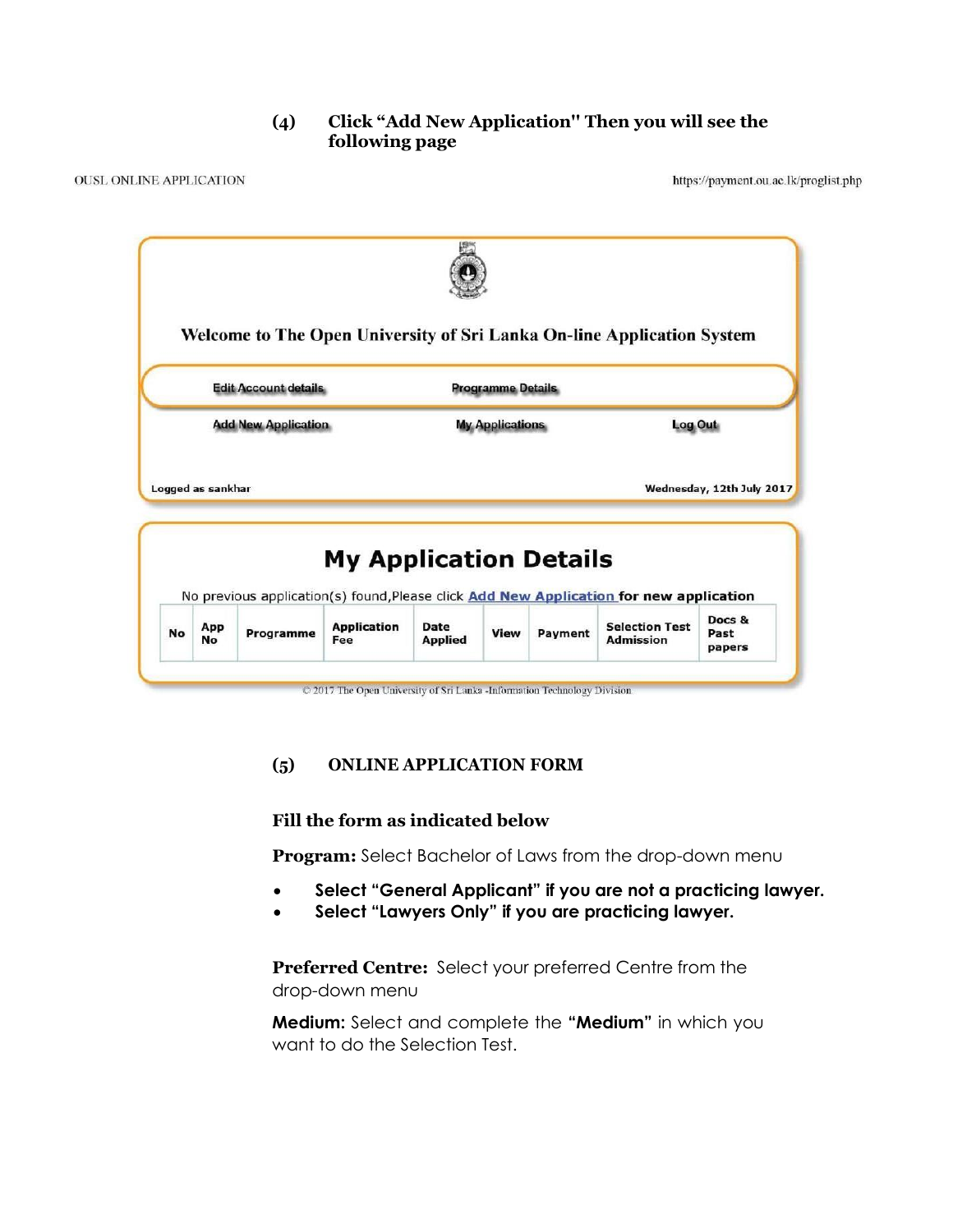**(4) Click "Add New Application" Then you will see the following page**

OUSL ONLINE APPLICATION https://payment.ou.ac.lk/proglist.php

Welcome to The Open University of Sri Lanka On-line Application System

Edit Account details Programme Details

Add New Application My Applications Log Out

Logged as sankhar Wednesday, 12th July 2017

## My Application Details

No previous application(s) found,Please click Add New Application for new application

| No | App No | Programme | Application Fee | Date Applied | View | Payment | Selection Test Admission | Docs & Past papers |
|---|---|---|---|---|---|---|---|---|

© 2017 The Open University of Sri Lanka -Information Technology Division

**(5) ONLINE APPLICATION FORM**

**Fill the form as indicated below**

**Program:** Select Bachelor of Laws from the drop-down menu

- **Select "General Applicant" if you are not a practicing lawyer.**
- **Select "Lawyers Only" if you are practicing lawyer.**

**Preferred Centre:** Select your preferred Centre from the drop-down menu

**Medium:** Select and complete the **"Medium"** in which you want to do the Selection Test.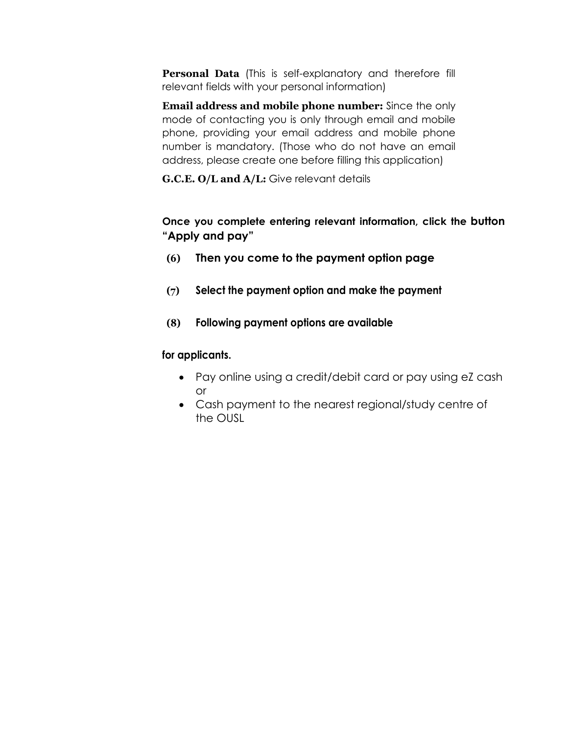**Personal Data** (This is self-explanatory and therefore fill relevant fields with your personal information)

**Email address and mobile phone number:** Since the only mode of contacting you is only through email and mobile phone, providing your email address and mobile phone number is mandatory. (Those who do not have an email address, please create one before filling this application)

**G.C.E. O/L and A/L:** Give relevant details

**Once you complete entering relevant information, click the button "Apply and pay"**

**(6) Then you come to the payment option page**

**(7) Select the payment option and make the payment**

**(8) Following payment options are available**

**for applicants.**

- Pay online using a credit/debit card or pay using eZ cash or
- Cash payment to the nearest regional/study centre of the OUSL